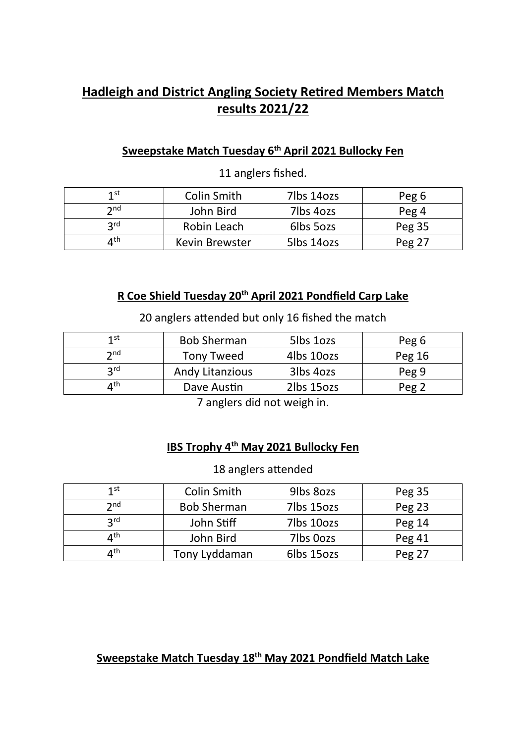# Hadleigh and District Angling Society Retired Members Match results 2021/22

## Sweepstake Match Tuesday 6th April 2021 Bullocky Fen

11 anglers fished.

| 1st | Colin Smith | 7lbs 14ozs | Peg 6 |
|---|---|---|---|
| 2nd | John Bird | 7lbs 4ozs | Peg 4 |
| 3rd | Robin Leach | 6lbs 5ozs | Peg 35 |
| 4th | Kevin Brewster | 5lbs 14ozs | Peg 27 |

## R Coe Shield Tuesday 20th April 2021 Pondfield Carp Lake

20 anglers attended but only 16 fished the match

| 1st | Bob Sherman | 5lbs 1ozs | Peg 6 |
|---|---|---|---|
| 2nd | Tony Tweed | 4lbs 10ozs | Peg 16 |
| 3rd | Andy Litanzious | 3lbs 4ozs | Peg 9 |
| 4th | Dave Austin | 2lbs 15ozs | Peg 2 |

7 anglers did not weigh in.

## IBS Trophy 4th May 2021 Bullocky Fen

18 anglers attended

| 1st | Colin Smith | 9lbs 8ozs | Peg 35 |
|---|---|---|---|
| 2nd | Bob Sherman | 7lbs 15ozs | Peg 23 |
| 3rd | John Stiff | 7lbs 10ozs | Peg 14 |
| 4th | John Bird | 7lbs 0ozs | Peg 41 |
| 4th | Tony Lyddaman | 6lbs 15ozs | Peg 27 |

## Sweepstake Match Tuesday 18th May 2021 Pondfield Match Lake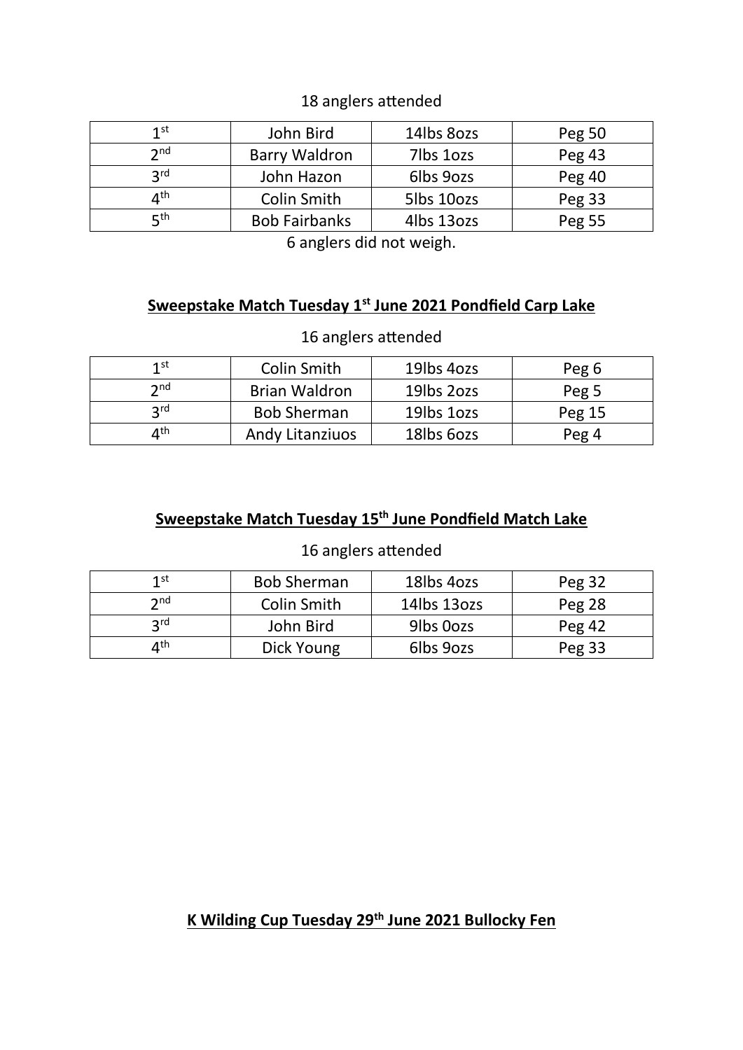18 anglers attended

| | | | |
|---|---|---|---|
| 1st | John Bird | 14lbs 8ozs | Peg 50 |
| 2nd | Barry Waldron | 7lbs 1ozs | Peg 43 |
| 3rd | John Hazon | 6lbs 9ozs | Peg 40 |
| 4th | Colin Smith | 5lbs 10ozs | Peg 33 |
| 5th | Bob Fairbanks | 4lbs 13ozs | Peg 55 |

6 anglers did not weigh.

## **Sweepstake Match Tuesday 1st June 2021 Pondfield Carp Lake**

16 anglers attended

| | | | |
|---|---|---|---|
| 1st | Colin Smith | 19lbs 4ozs | Peg 6 |
| 2nd | Brian Waldron | 19lbs 2ozs | Peg 5 |
| 3rd | Bob Sherman | 19lbs 1ozs | Peg 15 |
| 4th | Andy Litanziuos | 18lbs 6ozs | Peg 4 |

## **Sweepstake Match Tuesday 15th June Pondfield Match Lake**

16 anglers attended

| | | | |
|---|---|---|---|
| 1st | Bob Sherman | 18lbs 4ozs | Peg 32 |
| 2nd | Colin Smith | 14lbs 13ozs | Peg 28 |
| 3rd | John Bird | 9lbs 0ozs | Peg 42 |
| 4th | Dick Young | 6lbs 9ozs | Peg 33 |

## **K Wilding Cup Tuesday 29th June 2021 Bullocky Fen**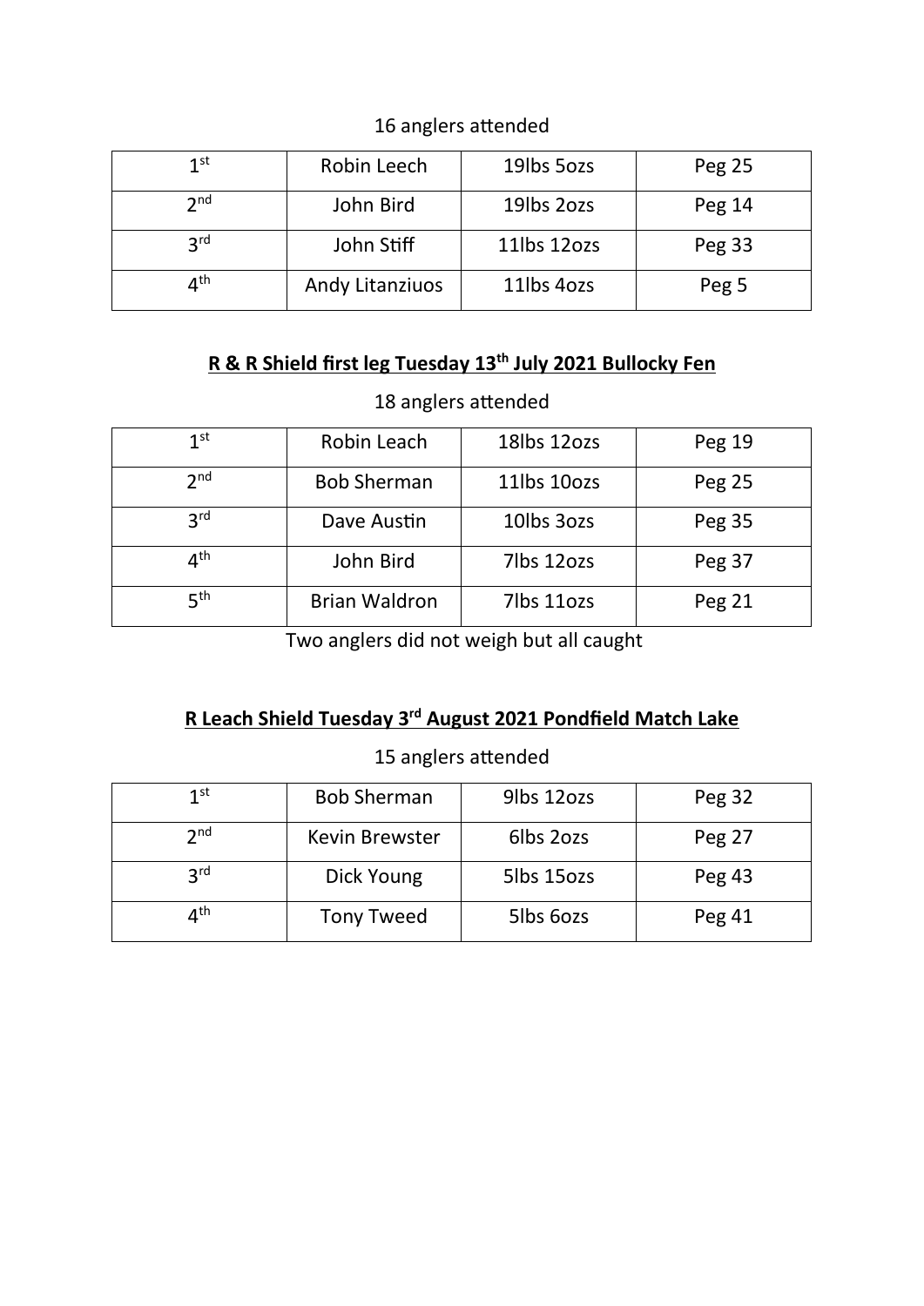16 anglers attended

| | | | |
|---|---|---|---|
| 1st | Robin Leech | 19lbs 5ozs | Peg 25 |
| 2nd | John Bird | 19lbs 2ozs | Peg 14 |
| 3rd | John Stiff | 11lbs 12ozs | Peg 33 |
| 4th | Andy Litanziuos | 11lbs 4ozs | Peg 5 |

## **R & R Shield first leg Tuesday 13th July 2021 Bullocky Fen**

18 anglers attended

| | | | |
|---|---|---|---|
| 1st | Robin Leach | 18lbs 12ozs | Peg 19 |
| 2nd | Bob Sherman | 11lbs 10ozs | Peg 25 |
| 3rd | Dave Austin | 10lbs 3ozs | Peg 35 |
| 4th | John Bird | 7lbs 12ozs | Peg 37 |
| 5th | Brian Waldron | 7lbs 11ozs | Peg 21 |

Two anglers did not weigh but all caught

## **R Leach Shield Tuesday 3rd August 2021 Pondfield Match Lake**

15 anglers attended

| | | | |
|---|---|---|---|
| 1st | Bob Sherman | 9lbs 12ozs | Peg 32 |
| 2nd | Kevin Brewster | 6lbs 2ozs | Peg 27 |
| 3rd | Dick Young | 5lbs 15ozs | Peg 43 |
| 4th | Tony Tweed | 5lbs 6ozs | Peg 41 |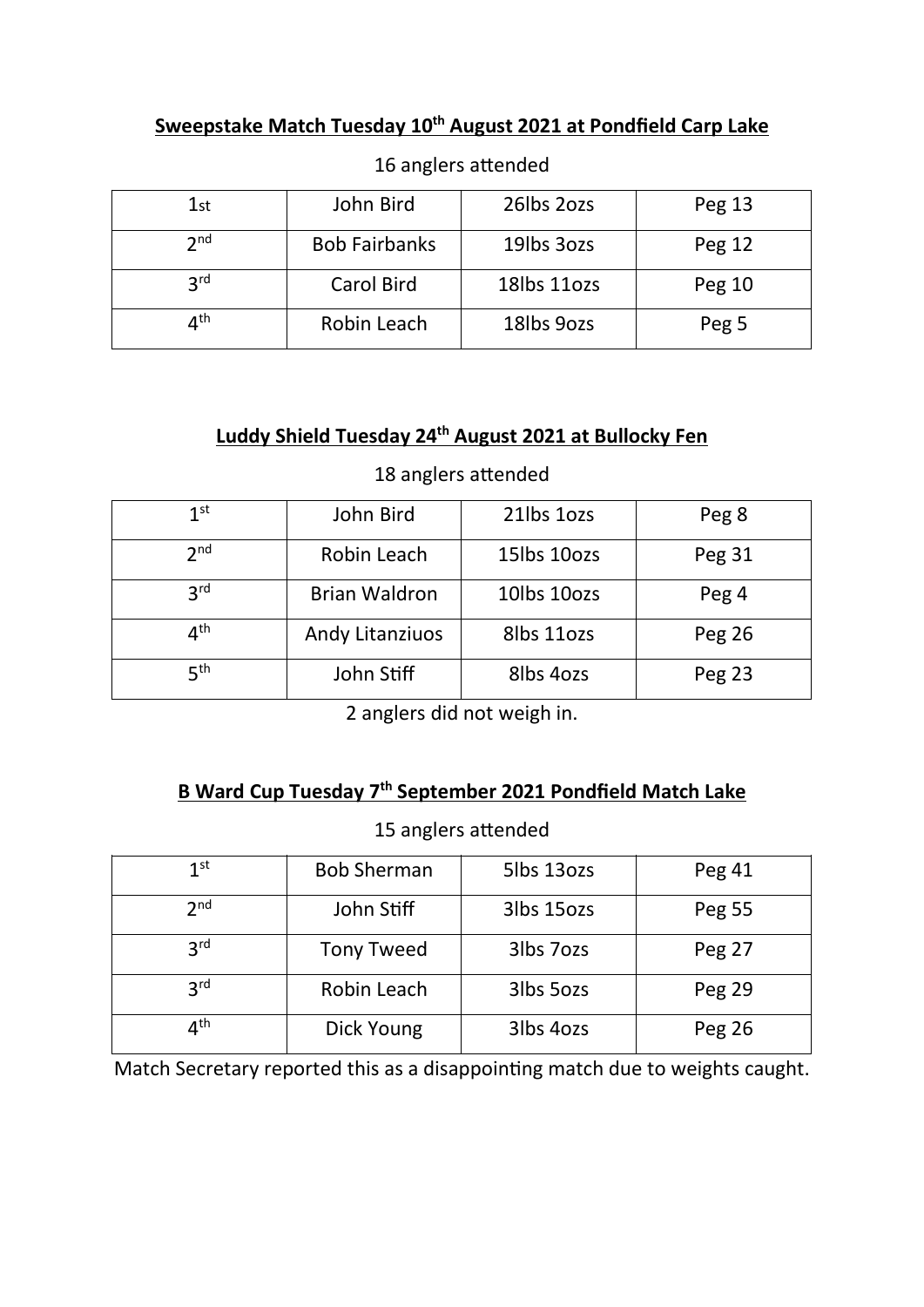**Sweepstake Match Tuesday 10th August 2021 at Pondfield Carp Lake**

16 anglers attended

| | | | |
|---|---|---|---|
| 1st | John Bird | 26lbs 2ozs | Peg 13 |
| 2nd | Bob Fairbanks | 19lbs 3ozs | Peg 12 |
| 3rd | Carol Bird | 18lbs 11ozs | Peg 10 |
| 4th | Robin Leach | 18lbs 9ozs | Peg 5 |

**Luddy Shield Tuesday 24th August 2021 at Bullocky Fen**

18 anglers attended

| | | | |
|---|---|---|---|
| 1st | John Bird | 21lbs 1ozs | Peg 8 |
| 2nd | Robin Leach | 15lbs 10ozs | Peg 31 |
| 3rd | Brian Waldron | 10lbs 10ozs | Peg 4 |
| 4th | Andy Litanziuos | 8lbs 11ozs | Peg 26 |
| 5th | John Stiff | 8lbs 4ozs | Peg 23 |

2 anglers did not weigh in.

**B Ward Cup Tuesday 7th September 2021 Pondfield Match Lake**

15 anglers attended

| | | | |
|---|---|---|---|
| 1st | Bob Sherman | 5lbs 13ozs | Peg 41 |
| 2nd | John Stiff | 3lbs 15ozs | Peg 55 |
| 3rd | Tony Tweed | 3lbs 7ozs | Peg 27 |
| 3rd | Robin Leach | 3lbs 5ozs | Peg 29 |
| 4th | Dick Young | 3lbs 4ozs | Peg 26 |

Match Secretary reported this as a disappointing match due to weights caught.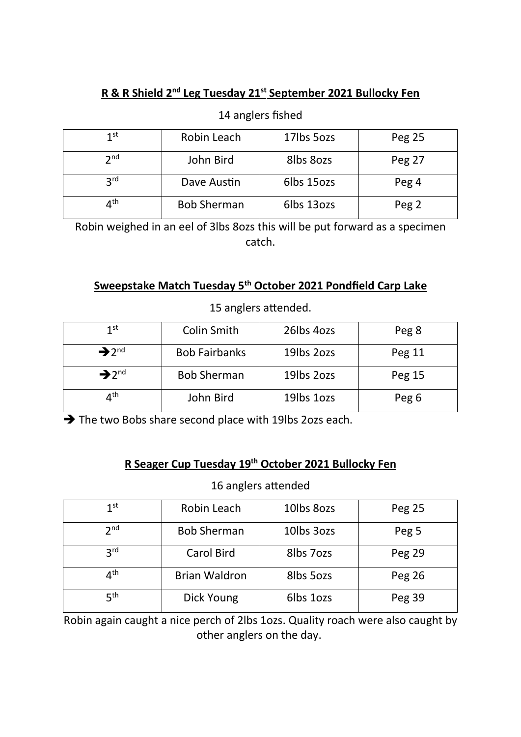## R & R Shield 2nd Leg Tuesday 21st September 2021 Bullocky Fen

14 anglers fished

| 1st | Robin Leach | 17lbs 5ozs | Peg 25 |
|---|---|---|---|
| 2nd | John Bird | 8lbs 8ozs | Peg 27 |
| 3rd | Dave Austin | 6lbs 15ozs | Peg 4 |
| 4th | Bob Sherman | 6lbs 13ozs | Peg 2 |

Robin weighed in an eel of 3lbs 8ozs this will be put forward as a specimen catch.

## Sweepstake Match Tuesday 5th October 2021 Pondfield Carp Lake

15 anglers attended.

| 1st | Colin Smith | 26lbs 4ozs | Peg 8 |
|---|---|---|---|
| ➔2nd | Bob Fairbanks | 19lbs 2ozs | Peg 11 |
| ➔2nd | Bob Sherman | 19lbs 2ozs | Peg 15 |
| 4th | John Bird | 19lbs 1ozs | Peg 6 |

➔ The two Bobs share second place with 19lbs 2ozs each.

## R Seager Cup Tuesday 19th October 2021 Bullocky Fen

16 anglers attended

| 1st | Robin Leach | 10lbs 8ozs | Peg 25 |
|---|---|---|---|
| 2nd | Bob Sherman | 10lbs 3ozs | Peg 5 |
| 3rd | Carol Bird | 8lbs 7ozs | Peg 29 |
| 4th | Brian Waldron | 8lbs 5ozs | Peg 26 |
| 5th | Dick Young | 6lbs 1ozs | Peg 39 |

Robin again caught a nice perch of 2lbs 1ozs. Quality roach were also caught by other anglers on the day.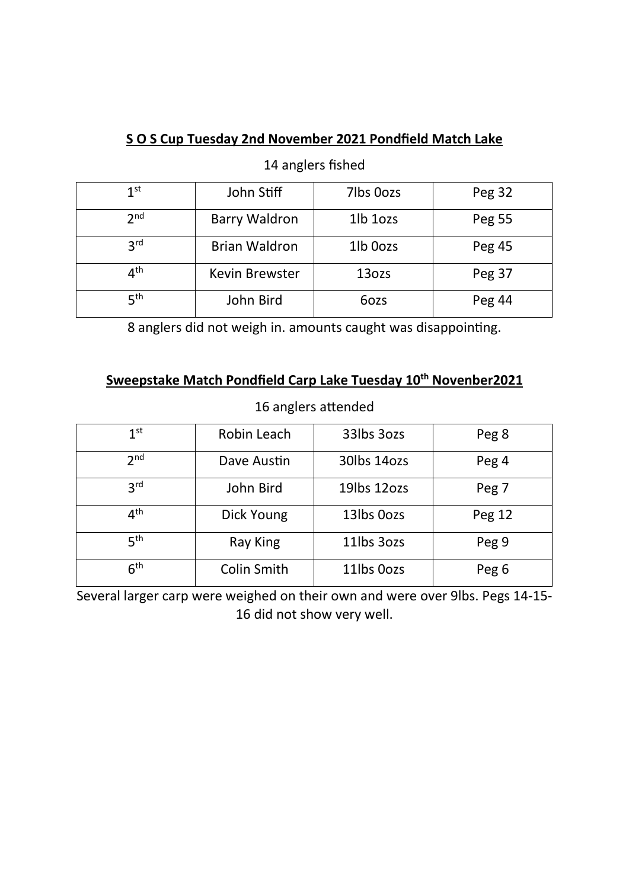**S O S Cup Tuesday 2nd November 2021 Pondfield Match Lake**

14 anglers fished

| 1st | John Stiff | 7lbs 0ozs | Peg 32 |
|---|---|---|---|
| 2nd | Barry Waldron | 1lb 1ozs | Peg 55 |
| 3rd | Brian Waldron | 1lb 0ozs | Peg 45 |
| 4th | Kevin Brewster | 13ozs | Peg 37 |
| 5th | John Bird | 6ozs | Peg 44 |

8 anglers did not weigh in. amounts caught was disappointing.

**Sweepstake Match Pondfield Carp Lake Tuesday 10th Novenber2021**

16 anglers attended

| 1st | Robin Leach | 33lbs 3ozs | Peg 8 |
|---|---|---|---|
| 2nd | Dave Austin | 30lbs 14ozs | Peg 4 |
| 3rd | John Bird | 19lbs 12ozs | Peg 7 |
| 4th | Dick Young | 13lbs 0ozs | Peg 12 |
| 5th | Ray King | 11lbs 3ozs | Peg 9 |
| 6th | Colin Smith | 11lbs 0ozs | Peg 6 |

Several larger carp were weighed on their own and were over 9lbs. Pegs 14-15-16 did not show very well.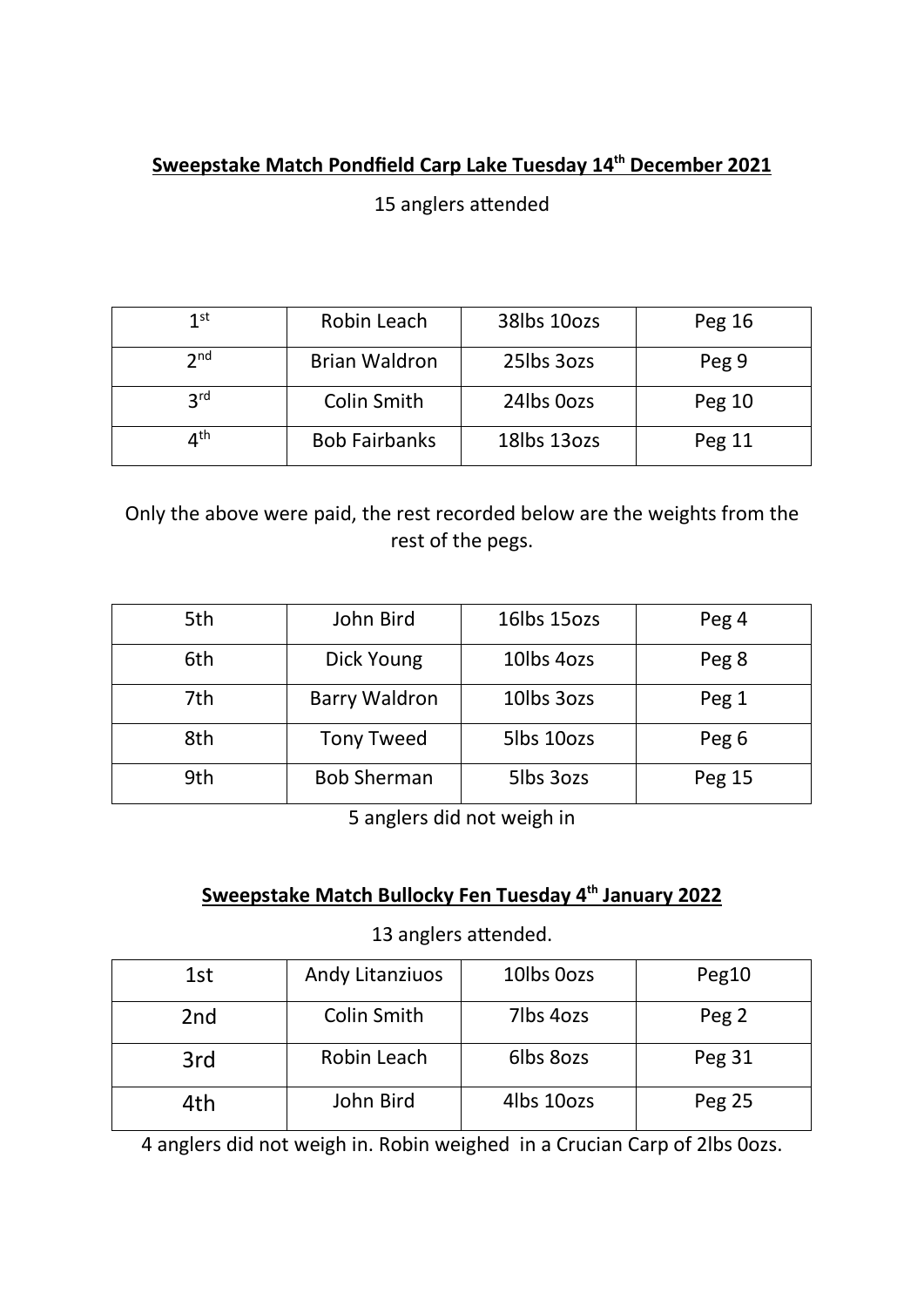**Sweepstake Match Pondfield Carp Lake Tuesday 14th December 2021**

15 anglers attended

| | | | |
|---|---|---|---|
| 1st | Robin Leach | 38lbs 10ozs | Peg 16 |
| 2nd | Brian Waldron | 25lbs 3ozs | Peg 9 |
| 3rd | Colin Smith | 24lbs 0ozs | Peg 10 |
| 4th | Bob Fairbanks | 18lbs 13ozs | Peg 11 |

Only the above were paid, the rest recorded below are the weights from the rest of the pegs.

| | | | |
|---|---|---|---|
| 5th | John Bird | 16lbs 15ozs | Peg 4 |
| 6th | Dick Young | 10lbs 4ozs | Peg 8 |
| 7th | Barry Waldron | 10lbs 3ozs | Peg 1 |
| 8th | Tony Tweed | 5lbs 10ozs | Peg 6 |
| 9th | Bob Sherman | 5lbs 3ozs | Peg 15 |

5 anglers did not weigh in

**Sweepstake Match Bullocky Fen Tuesday 4th January 2022**

13 anglers attended.

| | | | |
|---|---|---|---|
| 1st | Andy Litanziuos | 10lbs 0ozs | Peg10 |
| 2nd | Colin Smith | 7lbs 4ozs | Peg 2 |
| 3rd | Robin Leach | 6lbs 8ozs | Peg 31 |
| 4th | John Bird | 4lbs 10ozs | Peg 25 |

4 anglers did not weigh in. Robin weighed in a Crucian Carp of 2lbs 0ozs.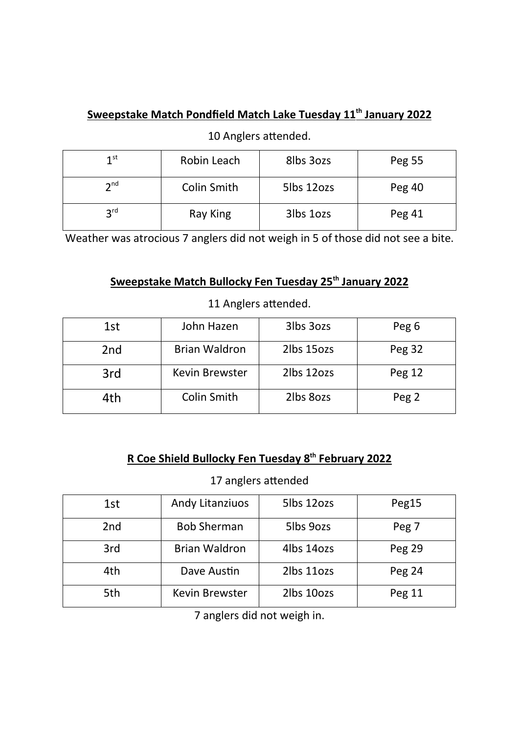**Sweepstake Match Pondfield Match Lake Tuesday 11th January 2022**

10 Anglers attended.

| 1st | Robin Leach | 8lbs 3ozs | Peg 55 |
|---|---|---|---|
| 2nd | Colin Smith | 5lbs 12ozs | Peg 40 |
| 3rd | Ray King | 3lbs 1ozs | Peg 41 |

Weather was atrocious 7 anglers did not weigh in 5 of those did not see a bite.

**Sweepstake Match Bullocky Fen Tuesday 25th January 2022**

11 Anglers attended.

| 1st | John Hazen | 3lbs 3ozs | Peg 6 |
|---|---|---|---|
| 2nd | Brian Waldron | 2lbs 15ozs | Peg 32 |
| 3rd | Kevin Brewster | 2lbs 12ozs | Peg 12 |
| 4th | Colin Smith | 2lbs 8ozs | Peg 2 |

**R Coe Shield Bullocky Fen Tuesday 8th February 2022**

17 anglers attended

| 1st | Andy Litanziuos | 5lbs 12ozs | Peg15 |
|---|---|---|---|
| 2nd | Bob Sherman | 5lbs 9ozs | Peg 7 |
| 3rd | Brian Waldron | 4lbs 14ozs | Peg 29 |
| 4th | Dave Austin | 2lbs 11ozs | Peg 24 |
| 5th | Kevin Brewster | 2lbs 10ozs | Peg 11 |

7 anglers did not weigh in.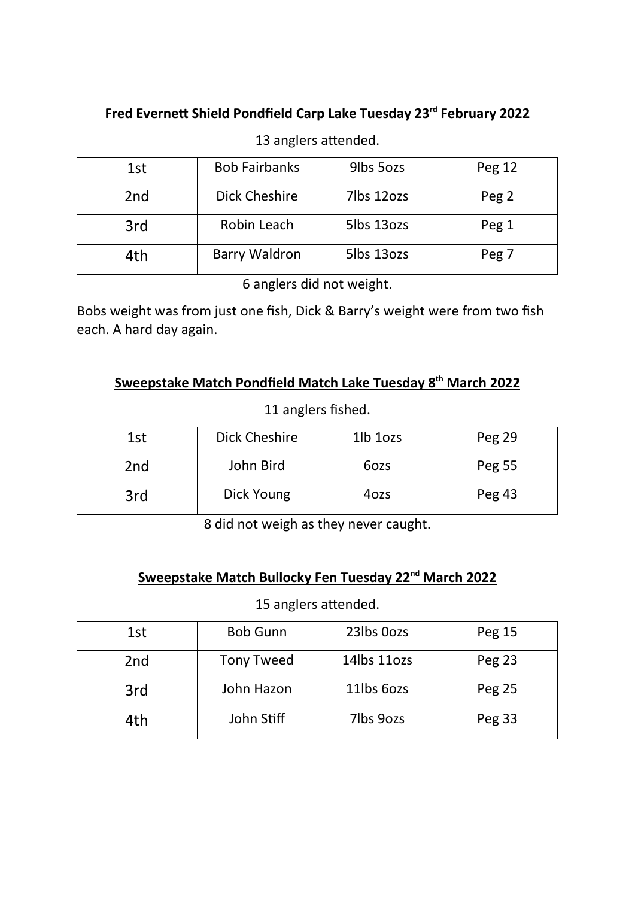## **Fred Evernett Shield Pondfield Carp Lake Tuesday 23rd February 2022**

13 anglers attended.

| 1st | Bob Fairbanks | 9lbs 5ozs | Peg 12 |
|---|---|---|---|
| 2nd | Dick Cheshire | 7lbs 12ozs | Peg 2 |
| 3rd | Robin Leach | 5lbs 13ozs | Peg 1 |
| 4th | Barry Waldron | 5lbs 13ozs | Peg 7 |

6 anglers did not weight.

Bobs weight was from just one fish, Dick & Barry's weight were from two fish each. A hard day again.

## **Sweepstake Match Pondfield Match Lake Tuesday 8th March 2022**

11 anglers fished.

| 1st | Dick Cheshire | 1lb 1ozs | Peg 29 |
|---|---|---|---|
| 2nd | John Bird | 6ozs | Peg 55 |
| 3rd | Dick Young | 4ozs | Peg 43 |

8 did not weigh as they never caught.

## **Sweepstake Match Bullocky Fen Tuesday 22nd March 2022**

15 anglers attended.

| 1st | Bob Gunn | 23lbs 0ozs | Peg 15 |
|---|---|---|---|
| 2nd | Tony Tweed | 14lbs 11ozs | Peg 23 |
| 3rd | John Hazon | 11lbs 6ozs | Peg 25 |
| 4th | John Stiff | 7lbs 9ozs | Peg 33 |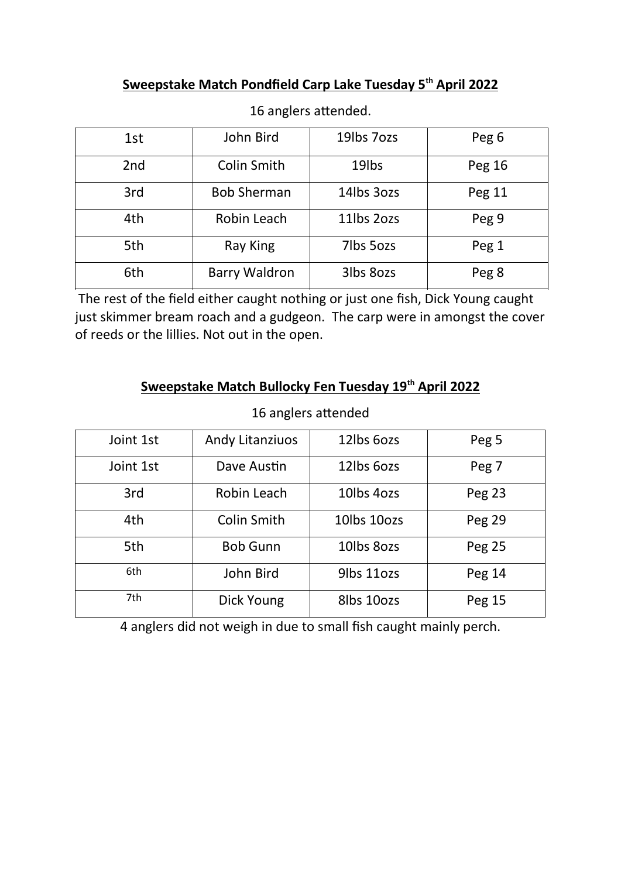**<u>Sweepstake Match Pondfield Carp Lake Tuesday 5th April 2022</u>**

16 anglers attended.

| 1st | John Bird | 19lbs 7ozs | Peg 6 |
|---|---|---|---|
| 2nd | Colin Smith | 19lbs | Peg 16 |
| 3rd | Bob Sherman | 14lbs 3ozs | Peg 11 |
| 4th | Robin Leach | 11lbs 2ozs | Peg 9 |
| 5th | Ray King | 7lbs 5ozs | Peg 1 |
| 6th | Barry Waldron | 3lbs 8ozs | Peg 8 |

The rest of the field either caught nothing or just one fish, Dick Young caught just skimmer bream roach and a gudgeon. The carp were in amongst the cover of reeds or the lillies. Not out in the open.

**<u>Sweepstake Match Bullocky Fen Tuesday 19th April 2022</u>**

16 anglers attended

| Joint 1st | Andy Litanziuos | 12lbs 6ozs | Peg 5 |
|---|---|---|---|
| Joint 1st | Dave Austin | 12lbs 6ozs | Peg 7 |
| 3rd | Robin Leach | 10lbs 4ozs | Peg 23 |
| 4th | Colin Smith | 10lbs 10ozs | Peg 29 |
| 5th | Bob Gunn | 10lbs 8ozs | Peg 25 |
| 6th | John Bird | 9lbs 11ozs | Peg 14 |
| 7th | Dick Young | 8lbs 10ozs | Peg 15 |

4 anglers did not weigh in due to small fish caught mainly perch.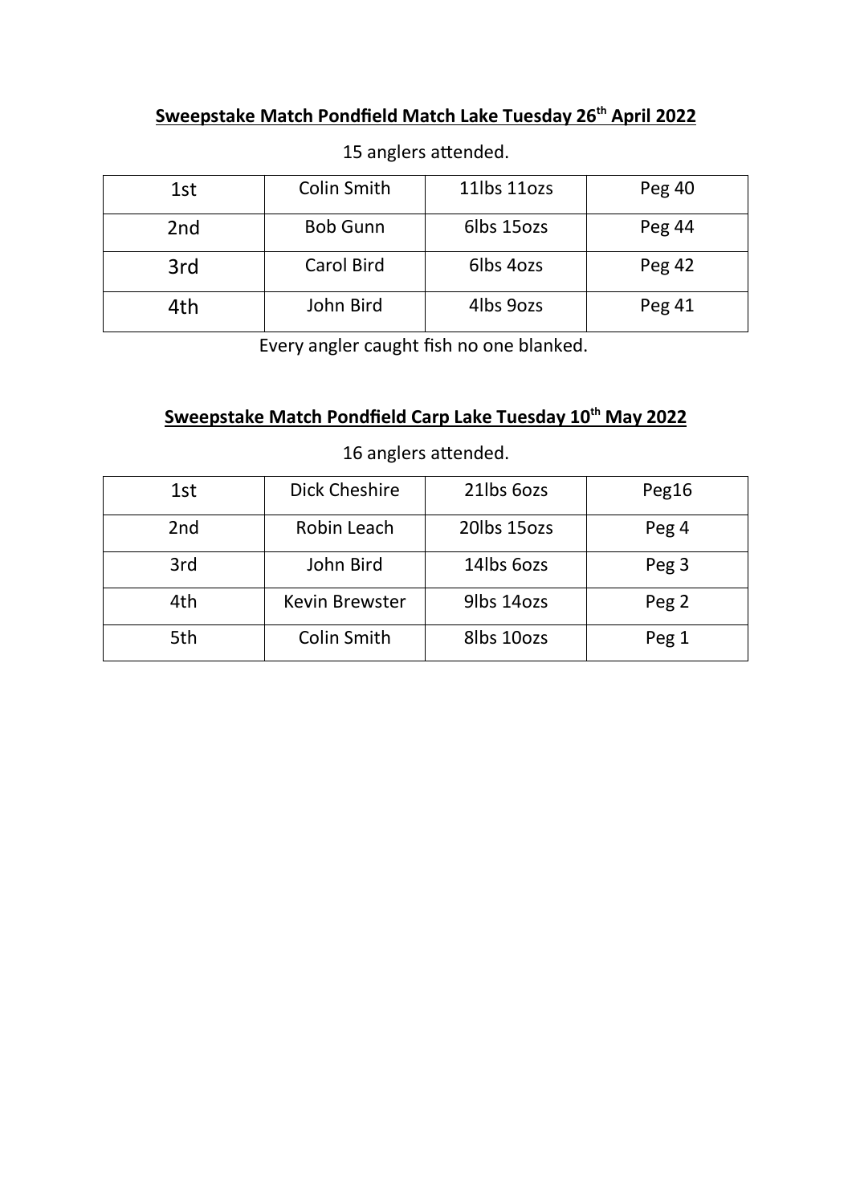**Sweepstake Match Pondfield Match Lake Tuesday 26th April 2022**

15 anglers attended.

| | | | |
|---|---|---|---|
| 1st | Colin Smith | 11lbs 11ozs | Peg 40 |
| 2nd | Bob Gunn | 6lbs 15ozs | Peg 44 |
| 3rd | Carol Bird | 6lbs 4ozs | Peg 42 |
| 4th | John Bird | 4lbs 9ozs | Peg 41 |

Every angler caught fish no one blanked.

**Sweepstake Match Pondfield Carp Lake Tuesday 10th May 2022**

16 anglers attended.

| | | | |
|---|---|---|---|
| 1st | Dick Cheshire | 21lbs 6ozs | Peg16 |
| 2nd | Robin Leach | 20lbs 15ozs | Peg 4 |
| 3rd | John Bird | 14lbs 6ozs | Peg 3 |
| 4th | Kevin Brewster | 9lbs 14ozs | Peg 2 |
| 5th | Colin Smith | 8lbs 10ozs | Peg 1 |